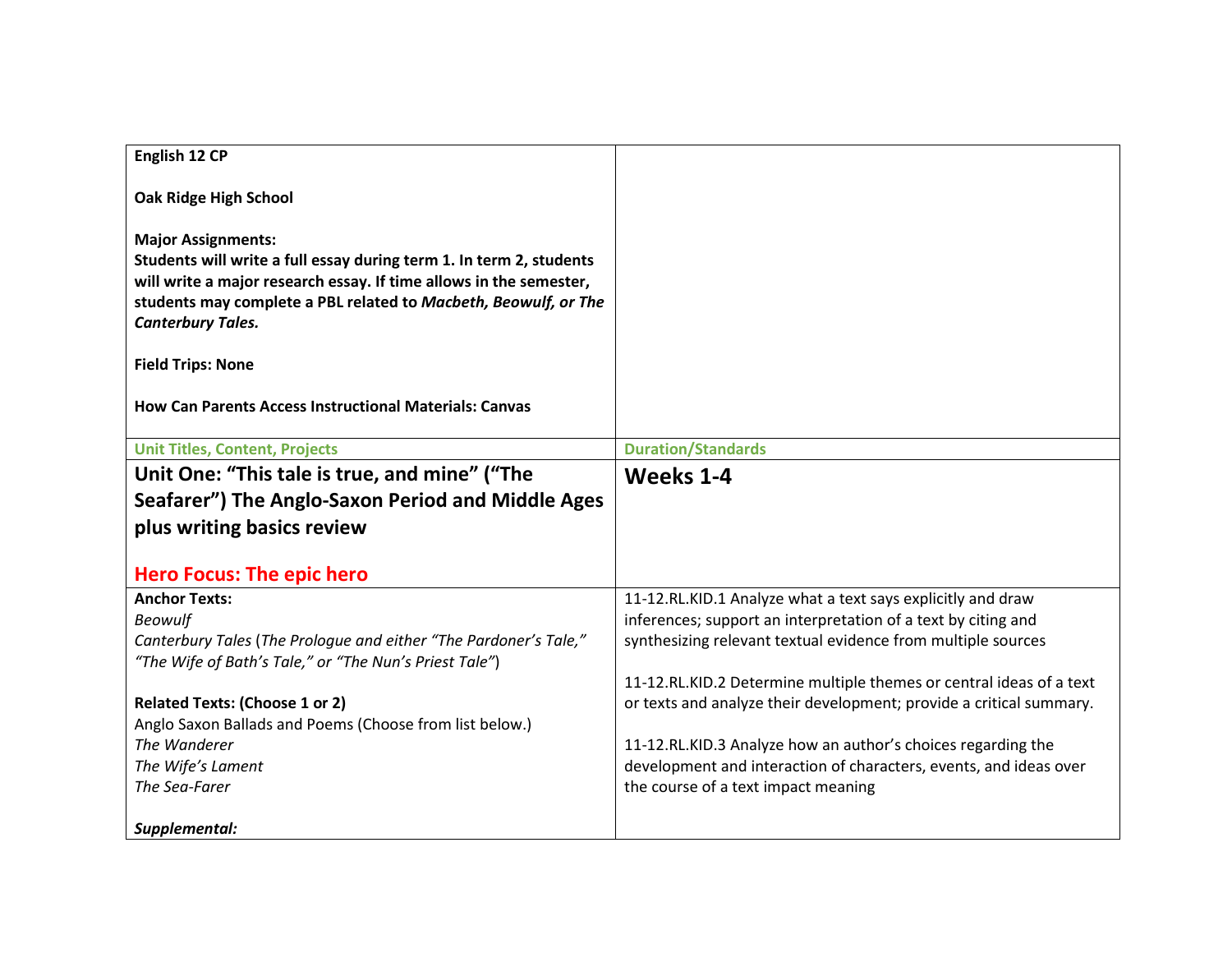| **English 12 CP**<br><br>**Oak Ridge High School**<br><br>**Major Assignments:**<br>**Students will write a full essay during term 1. In term 2, students will write a major research essay. If time allows in the semester, students may complete a PBL related to *Macbeth, Beowulf, or The Canterbury Tales.***<br><br>**Field Trips: None**<br><br>**How Can Parents Access Instructional Materials: Canvas** | |
|---|---|
| **Unit Titles, Content, Projects** | **Duration/Standards** |
| **Unit One: "This tale is true, and mine" ("The Seafarer") The Anglo-Saxon Period and Middle Ages plus writing basics review**<br><br>**Hero Focus: The epic hero** | **Weeks 1-4** |
| **Anchor Texts:**<br>*Beowulf*<br>*Canterbury Tales* (*The Prologue and either "The Pardoner's Tale," "The Wife of Bath's Tale," or "The Nun's Priest Tale"*)<br><br>**Related Texts: (Choose 1 or 2)**<br>Anglo Saxon Ballads and Poems (Choose from list below.)<br>*The Wanderer*<br>*The Wife's Lament*<br>*The Sea-Farer*<br><br>***Supplemental:*** | 11-12.RL.KID.1 Analyze what a text says explicitly and draw inferences; support an interpretation of a text by citing and synthesizing relevant textual evidence from multiple sources<br><br>11-12.RL.KID.2 Determine multiple themes or central ideas of a text or texts and analyze their development; provide a critical summary.<br><br>11-12.RL.KID.3 Analyze how an author's choices regarding the development and interaction of characters, events, and ideas over the course of a text impact meaning |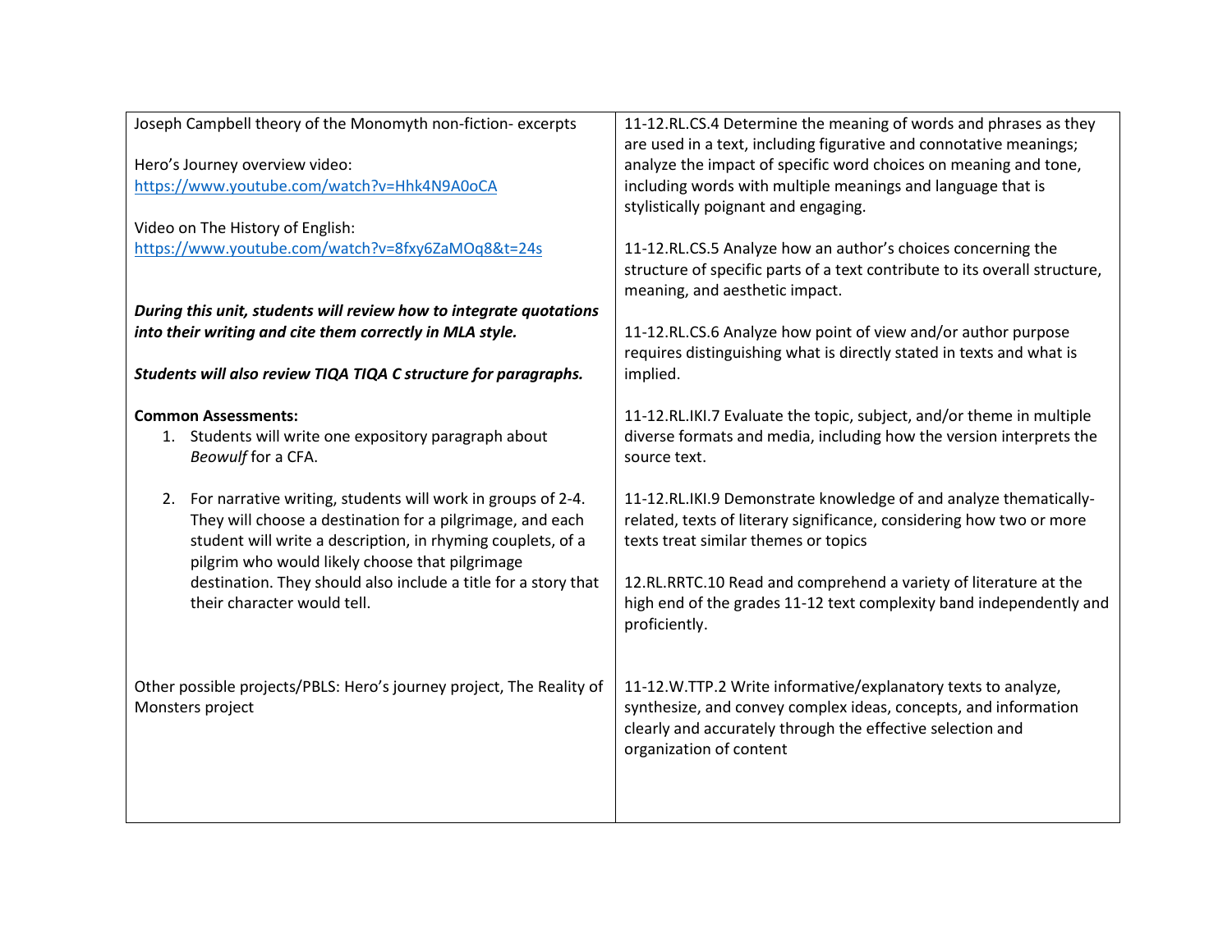| | |
|---|---|
| Joseph Campbell theory of the Monomyth non-fiction- excerpts<br><br>Hero's Journey overview video:<br>https://www.youtube.com/watch?v=Hhk4N9A0oCA<br><br>Video on The History of English:<br>https://www.youtube.com/watch?v=8fxy6ZaMOq8&t=24s<br><br>***During this unit, students will review how to integrate quotations into their writing and cite them correctly in MLA style.***<br><br>***Students will also review TIQA TIQA C structure for paragraphs.***<br><br>**Common Assessments:**<br>1. Students will write one expository paragraph about *Beowulf* for a CFA.<br><br>2. For narrative writing, students will work in groups of 2-4. They will choose a destination for a pilgrimage, and each student will write a description, in rhyming couplets, of a pilgrim who would likely choose that pilgrimage destination. They should also include a title for a story that their character would tell.<br><br>Other possible projects/PBLS: Hero's journey project, The Reality of Monsters project | 11-12.RL.CS.4 Determine the meaning of words and phrases as they are used in a text, including figurative and connotative meanings; analyze the impact of specific word choices on meaning and tone, including words with multiple meanings and language that is stylistically poignant and engaging.<br><br>11-12.RL.CS.5 Analyze how an author's choices concerning the structure of specific parts of a text contribute to its overall structure, meaning, and aesthetic impact.<br><br>11-12.RL.CS.6 Analyze how point of view and/or author purpose requires distinguishing what is directly stated in texts and what is implied.<br><br>11-12.RL.IKI.7 Evaluate the topic, subject, and/or theme in multiple diverse formats and media, including how the version interprets the source text.<br><br>11-12.RL.IKI.9 Demonstrate knowledge of and analyze thematically-related, texts of literary significance, considering how two or more texts treat similar themes or topics<br><br>12.RL.RRTC.10 Read and comprehend a variety of literature at the high end of the grades 11-12 text complexity band independently and proficiently.<br><br>11-12.W.TTP.2 Write informative/explanatory texts to analyze, synthesize, and convey complex ideas, concepts, and information clearly and accurately through the effective selection and organization of content |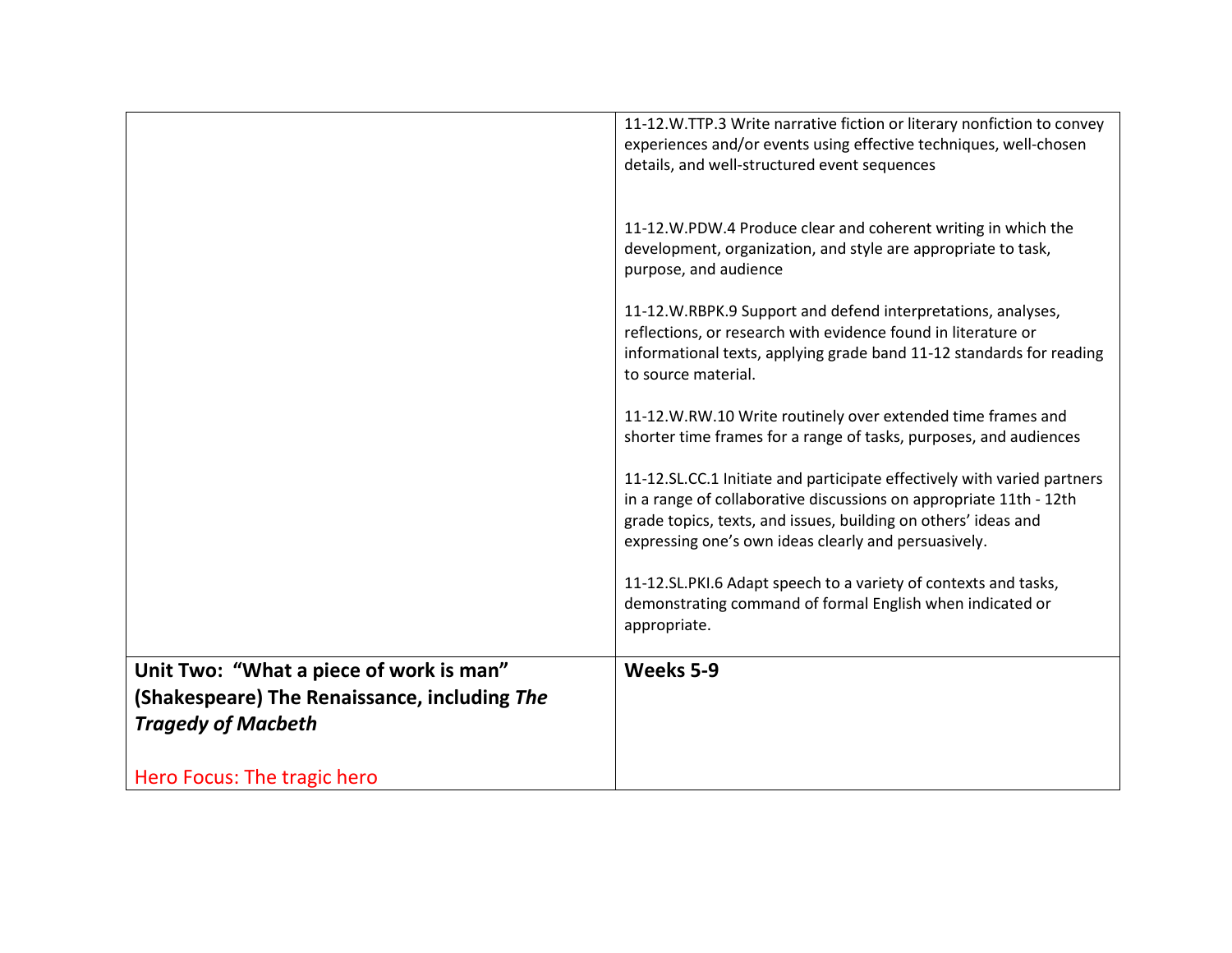| | |
|---|---|
| | 11-12.W.TTP.3 Write narrative fiction or literary nonfiction to convey experiences and/or events using effective techniques, well-chosen details, and well-structured event sequences<br><br>11-12.W.PDW.4 Produce clear and coherent writing in which the development, organization, and style are appropriate to task, purpose, and audience<br><br>11-12.W.RBPK.9 Support and defend interpretations, analyses, reflections, or research with evidence found in literature or informational texts, applying grade band 11-12 standards for reading to source material.<br><br>11-12.W.RW.10 Write routinely over extended time frames and shorter time frames for a range of tasks, purposes, and audiences<br><br>11-12.SL.CC.1 Initiate and participate effectively with varied partners in a range of collaborative discussions on appropriate 11th - 12th grade topics, texts, and issues, building on others' ideas and expressing one's own ideas clearly and persuasively.<br><br>11-12.SL.PKI.6 Adapt speech to a variety of contexts and tasks, demonstrating command of formal English when indicated or appropriate. |
| **Unit Two: "What a piece of work is man" (Shakespeare) The Renaissance, including *The Tragedy of Macbeth***<br><br>Hero Focus: The tragic hero | **Weeks 5-9** |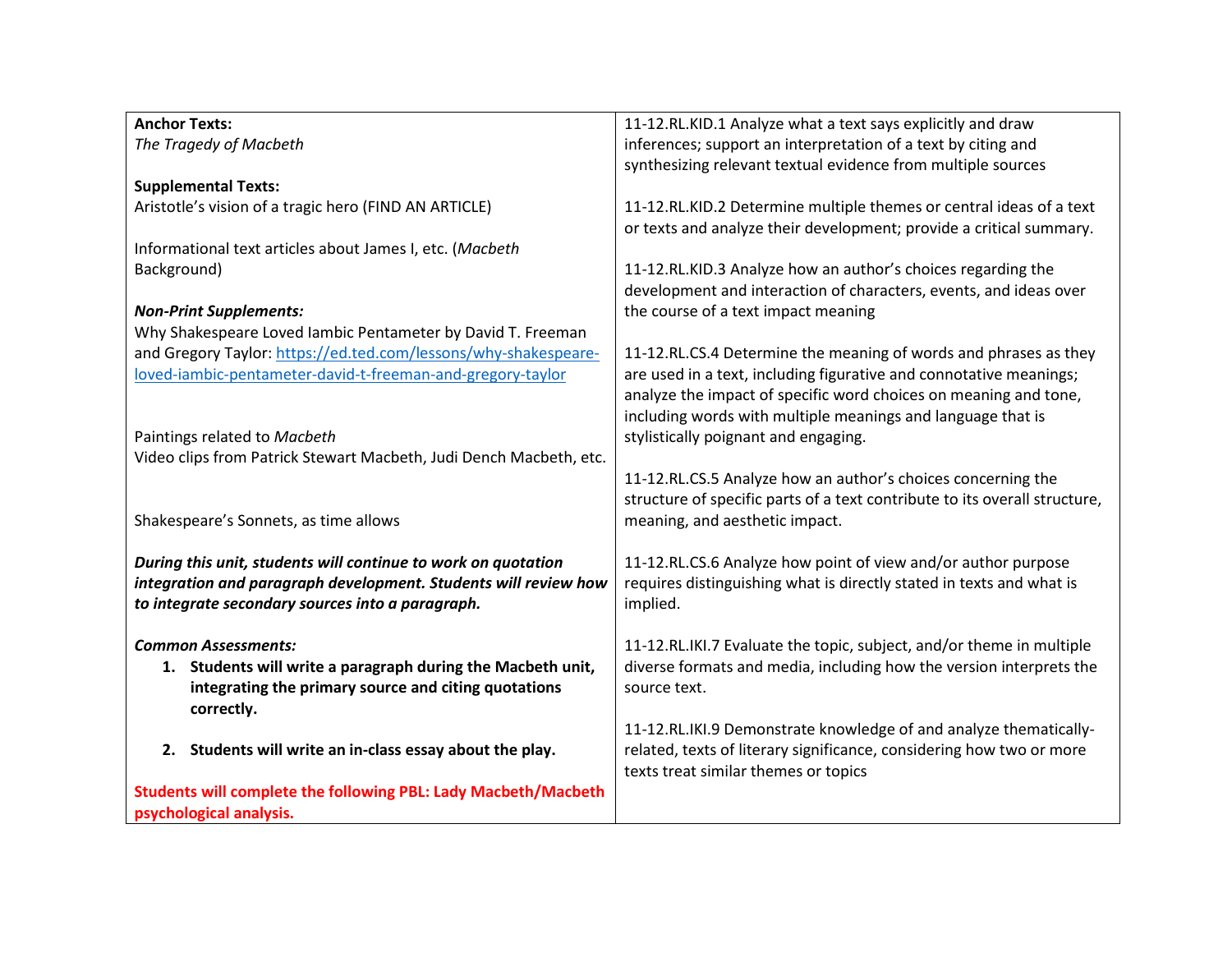| **Anchor Texts:**<br>*The Tragedy of Macbeth*<br><br>**Supplemental Texts:**<br>Aristotle's vision of a tragic hero (FIND AN ARTICLE)<br><br>Informational text articles about James I, etc. (*Macbeth* Background)<br><br>***Non-Print Supplements:***<br>Why Shakespeare Loved Iambic Pentameter by David T. Freeman and Gregory Taylor: [https://ed.ted.com/lessons/why-shakespeare-loved-iambic-pentameter-david-t-freeman-and-gregory-taylor](https://ed.ted.com/lessons/why-shakespeare-loved-iambic-pentameter-david-t-freeman-and-gregory-taylor)<br><br>Paintings related to *Macbeth*<br>Video clips from Patrick Stewart Macbeth, Judi Dench Macbeth, etc.<br><br>Shakespeare's Sonnets, as time allows<br><br>***During this unit, students will continue to work on quotation integration and paragraph development. Students will review how to integrate secondary sources into a paragraph.***<br><br>***Common Assessments:***<br>**1. Students will write a paragraph during the Macbeth unit, integrating the primary source and citing quotations correctly.**<br><br>**2. Students will write an in-class essay about the play.**<br><br>**Students will complete the following PBL: Lady Macbeth/Macbeth psychological analysis.** | 11-12.RL.KID.1 Analyze what a text says explicitly and draw inferences; support an interpretation of a text by citing and synthesizing relevant textual evidence from multiple sources<br><br>11-12.RL.KID.2 Determine multiple themes or central ideas of a text or texts and analyze their development; provide a critical summary.<br><br>11-12.RL.KID.3 Analyze how an author's choices regarding the development and interaction of characters, events, and ideas over the course of a text impact meaning<br><br>11-12.RL.CS.4 Determine the meaning of words and phrases as they are used in a text, including figurative and connotative meanings; analyze the impact of specific word choices on meaning and tone, including words with multiple meanings and language that is stylistically poignant and engaging.<br><br>11-12.RL.CS.5 Analyze how an author's choices concerning the structure of specific parts of a text contribute to its overall structure, meaning, and aesthetic impact.<br><br>11-12.RL.CS.6 Analyze how point of view and/or author purpose requires distinguishing what is directly stated in texts and what is implied.<br><br>11-12.RL.IKI.7 Evaluate the topic, subject, and/or theme in multiple diverse formats and media, including how the version interprets the source text.<br><br>11-12.RL.IKI.9 Demonstrate knowledge of and analyze thematically-related, texts of literary significance, considering how two or more texts treat similar themes or topics |
|---|---|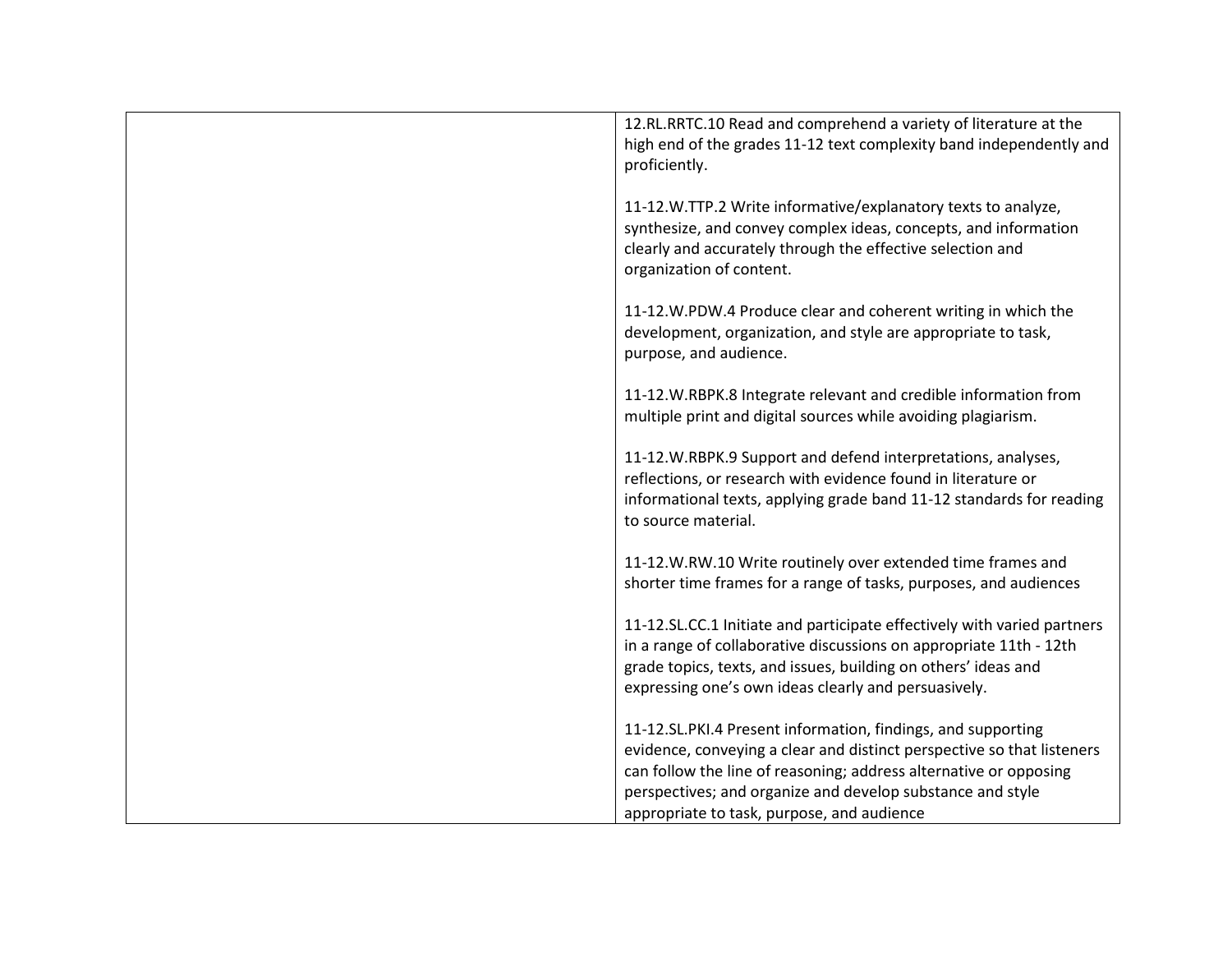| | |
|---|---|
| | 12.RL.RRTC.10 Read and comprehend a variety of literature at the high end of the grades 11-12 text complexity band independently and proficiently.<br><br>11-12.W.TTP.2 Write informative/explanatory texts to analyze, synthesize, and convey complex ideas, concepts, and information clearly and accurately through the effective selection and organization of content.<br><br>11-12.W.PDW.4 Produce clear and coherent writing in which the development, organization, and style are appropriate to task, purpose, and audience.<br><br>11-12.W.RBPK.8 Integrate relevant and credible information from multiple print and digital sources while avoiding plagiarism.<br><br>11-12.W.RBPK.9 Support and defend interpretations, analyses, reflections, or research with evidence found in literature or informational texts, applying grade band 11-12 standards for reading to source material.<br><br>11-12.W.RW.10 Write routinely over extended time frames and shorter time frames for a range of tasks, purposes, and audiences<br><br>11-12.SL.CC.1 Initiate and participate effectively with varied partners in a range of collaborative discussions on appropriate 11th - 12th grade topics, texts, and issues, building on others' ideas and expressing one's own ideas clearly and persuasively.<br><br>11-12.SL.PKI.4 Present information, findings, and supporting evidence, conveying a clear and distinct perspective so that listeners can follow the line of reasoning; address alternative or opposing perspectives; and organize and develop substance and style appropriate to task, purpose, and audience |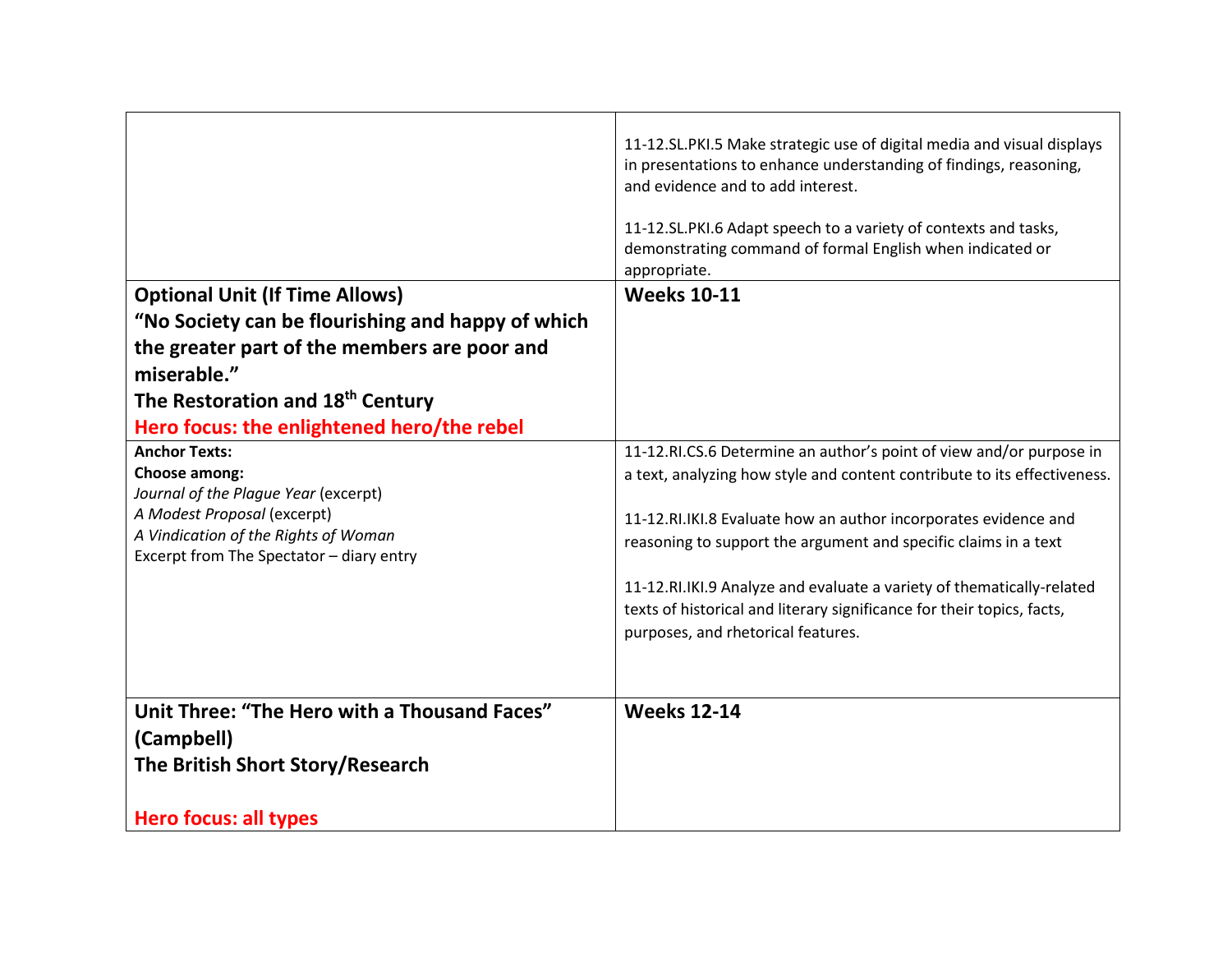| | |
|---|---|
| | 11-12.SL.PKI.5 Make strategic use of digital media and visual displays in presentations to enhance understanding of findings, reasoning, and evidence and to add interest.<br><br>11-12.SL.PKI.6 Adapt speech to a variety of contexts and tasks, demonstrating command of formal English when indicated or appropriate. |
| **Optional Unit (If Time Allows)**<br>**"No Society can be flourishing and happy of which the greater part of the members are poor and miserable."**<br>**The Restoration and 18th Century**<br>**Hero focus: the enlightened hero/the rebel** | **Weeks 10-11** |
| **Anchor Texts:**<br>**Choose among:**<br>*Journal of the Plague Year* (excerpt)<br>*A Modest Proposal* (excerpt)<br>*A Vindication of the Rights of Woman*<br>Excerpt from The Spectator – diary entry | 11-12.RI.CS.6 Determine an author's point of view and/or purpose in a text, analyzing how style and content contribute to its effectiveness.<br><br>11-12.RI.IKI.8 Evaluate how an author incorporates evidence and reasoning to support the argument and specific claims in a text<br><br>11-12.RI.IKI.9 Analyze and evaluate a variety of thematically-related texts of historical and literary significance for their topics, facts, purposes, and rhetorical features. |
| **Unit Three: "The Hero with a Thousand Faces" (Campbell)**<br>**The British Short Story/Research**<br><br>**Hero focus: all types** | **Weeks 12-14** |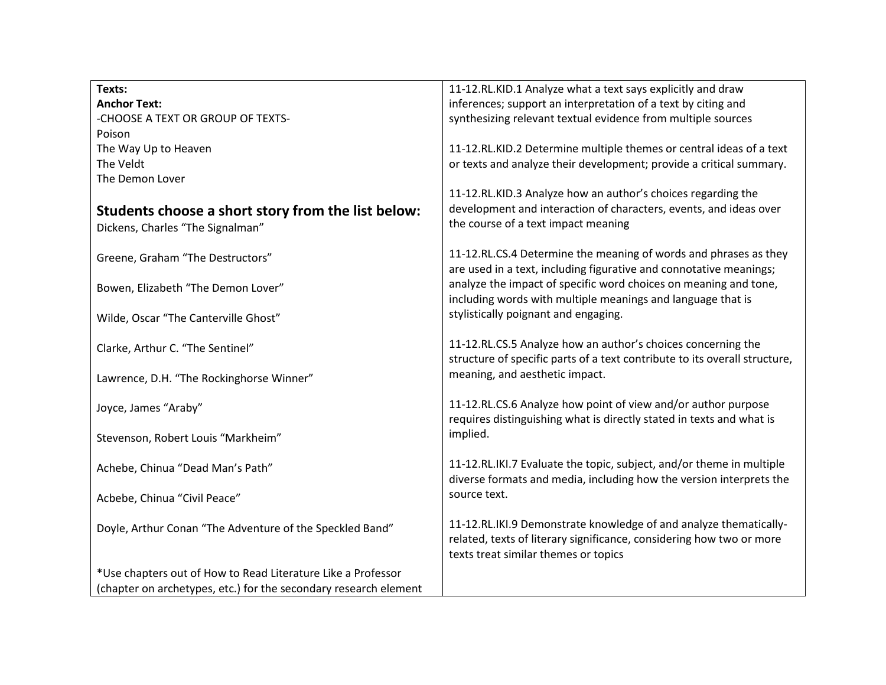| Texts:<br>**Anchor Text:**<br>-CHOOSE A TEXT OR GROUP OF TEXTS-<br>Poison<br>The Way Up to Heaven<br>The Veldt<br>The Demon Lover<br><br>**Students choose a short story from the list below:**<br>Dickens, Charles "The Signalman"<br><br>Greene, Graham "The Destructors"<br><br>Bowen, Elizabeth "The Demon Lover"<br><br>Wilde, Oscar "The Canterville Ghost"<br><br>Clarke, Arthur C. "The Sentinel"<br><br>Lawrence, D.H. "The Rockinghorse Winner"<br><br>Joyce, James "Araby"<br><br>Stevenson, Robert Louis "Markheim"<br><br>Achebe, Chinua "Dead Man's Path"<br><br>Acbebe, Chinua "Civil Peace"<br><br>Doyle, Arthur Conan "The Adventure of the Speckled Band"<br><br><br>*Use chapters out of How to Read Literature Like a Professor (chapter on archetypes, etc.) for the secondary research element | 11-12.RL.KID.1 Analyze what a text says explicitly and draw inferences; support an interpretation of a text by citing and synthesizing relevant textual evidence from multiple sources<br><br>11-12.RL.KID.2 Determine multiple themes or central ideas of a text or texts and analyze their development; provide a critical summary.<br><br>11-12.RL.KID.3 Analyze how an author's choices regarding the development and interaction of characters, events, and ideas over the course of a text impact meaning<br><br>11-12.RL.CS.4 Determine the meaning of words and phrases as they are used in a text, including figurative and connotative meanings; analyze the impact of specific word choices on meaning and tone, including words with multiple meanings and language that is stylistically poignant and engaging.<br><br>11-12.RL.CS.5 Analyze how an author's choices concerning the structure of specific parts of a text contribute to its overall structure, meaning, and aesthetic impact.<br><br>11-12.RL.CS.6 Analyze how point of view and/or author purpose requires distinguishing what is directly stated in texts and what is implied.<br><br>11-12.RL.IKI.7 Evaluate the topic, subject, and/or theme in multiple diverse formats and media, including how the version interprets the source text.<br><br>11-12.RL.IKI.9 Demonstrate knowledge of and analyze thematically-related, texts of literary significance, considering how two or more texts treat similar themes or topics |
|---|---|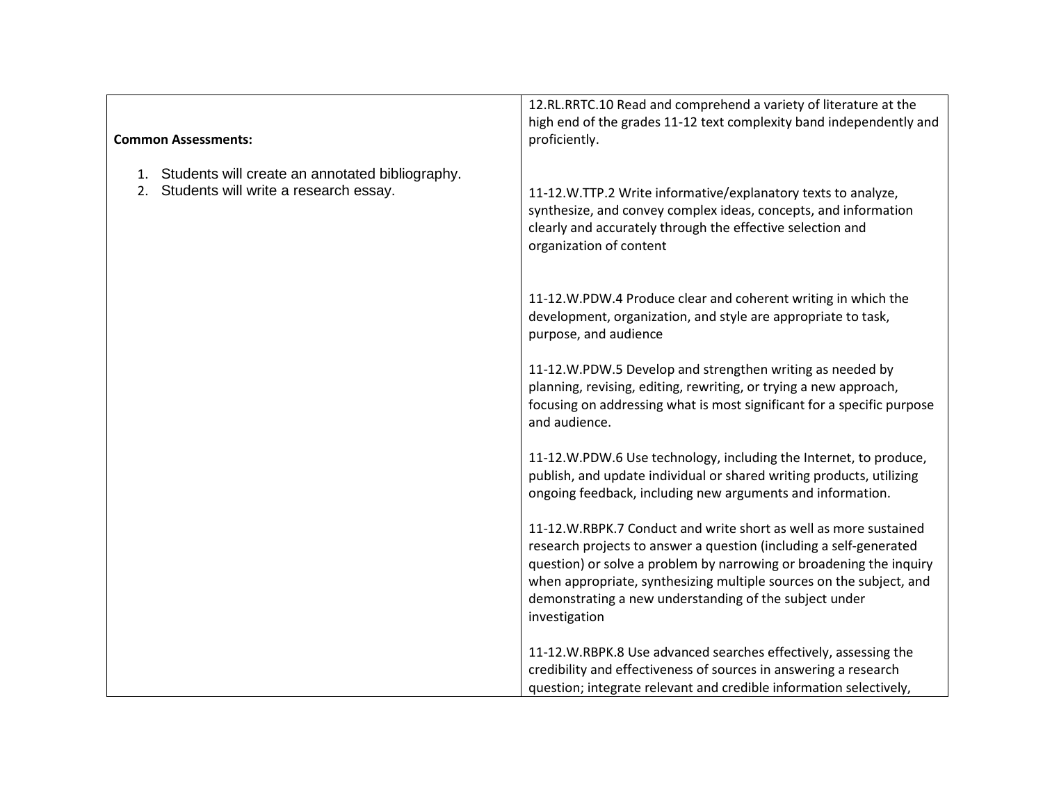| Common Assessments:<br><br>1. Students will create an annotated bibliography.<br>2. Students will write a research essay. | 12.RL.RRTC.10 Read and comprehend a variety of literature at the high end of the grades 11-12 text complexity band independently and proficiently.<br><br>11-12.W.TTP.2 Write informative/explanatory texts to analyze, synthesize, and convey complex ideas, concepts, and information clearly and accurately through the effective selection and organization of content<br><br>11-12.W.PDW.4 Produce clear and coherent writing in which the development, organization, and style are appropriate to task, purpose, and audience<br><br>11-12.W.PDW.5 Develop and strengthen writing as needed by planning, revising, editing, rewriting, or trying a new approach, focusing on addressing what is most significant for a specific purpose and audience.<br><br>11-12.W.PDW.6 Use technology, including the Internet, to produce, publish, and update individual or shared writing products, utilizing ongoing feedback, including new arguments and information.<br><br>11-12.W.RBPK.7 Conduct and write short as well as more sustained research projects to answer a question (including a self-generated question) or solve a problem by narrowing or broadening the inquiry when appropriate, synthesizing multiple sources on the subject, and demonstrating a new understanding of the subject under investigation<br><br>11-12.W.RBPK.8 Use advanced searches effectively, assessing the credibility and effectiveness of sources in answering a research question; integrate relevant and credible information selectively, |
|---|---|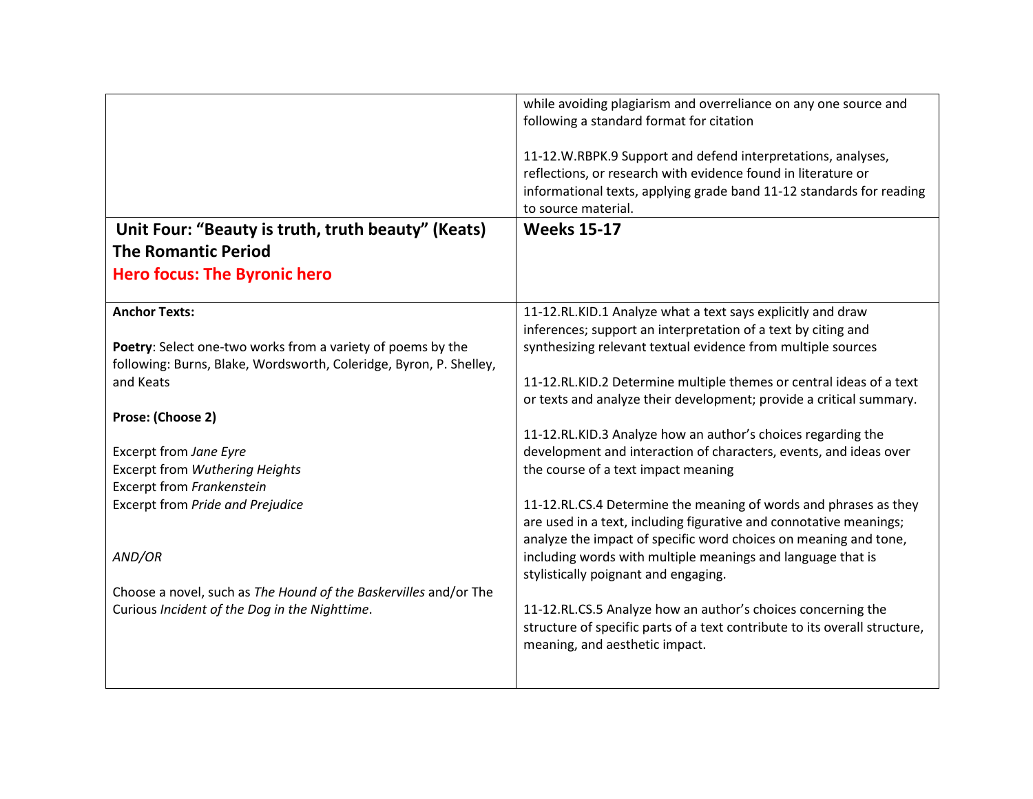| | |
|---|---|
| | while avoiding plagiarism and overreliance on any one source and following a standard format for citation<br><br>11-12.W.RBPK.9 Support and defend interpretations, analyses, reflections, or research with evidence found in literature or informational texts, applying grade band 11-12 standards for reading to source material. |
| **Unit Four: "Beauty is truth, truth beauty" (Keats)**<br>**The Romantic Period**<br>**Hero focus: The Byronic hero** | **Weeks 15-17** |
| **Anchor Texts:**<br><br>**Poetry**: Select one-two works from a variety of poems by the following: Burns, Blake, Wordsworth, Coleridge, Byron, P. Shelley, and Keats<br><br>**Prose: (Choose 2)**<br><br>Excerpt from *Jane Eyre*<br>Excerpt from *Wuthering Heights*<br>Excerpt from *Frankenstein*<br>Excerpt from *Pride and Prejudice*<br><br>*AND/OR*<br><br>Choose a novel, such as *The Hound of the Baskervilles* and/or The Curious *Incident of the Dog in the Nighttime*. | 11-12.RL.KID.1 Analyze what a text says explicitly and draw inferences; support an interpretation of a text by citing and synthesizing relevant textual evidence from multiple sources<br><br>11-12.RL.KID.2 Determine multiple themes or central ideas of a text or texts and analyze their development; provide a critical summary.<br><br>11-12.RL.KID.3 Analyze how an author's choices regarding the development and interaction of characters, events, and ideas over the course of a text impact meaning<br><br>11-12.RL.CS.4 Determine the meaning of words and phrases as they are used in a text, including figurative and connotative meanings; analyze the impact of specific word choices on meaning and tone, including words with multiple meanings and language that is stylistically poignant and engaging.<br><br>11-12.RL.CS.5 Analyze how an author's choices concerning the structure of specific parts of a text contribute to its overall structure, meaning, and aesthetic impact. |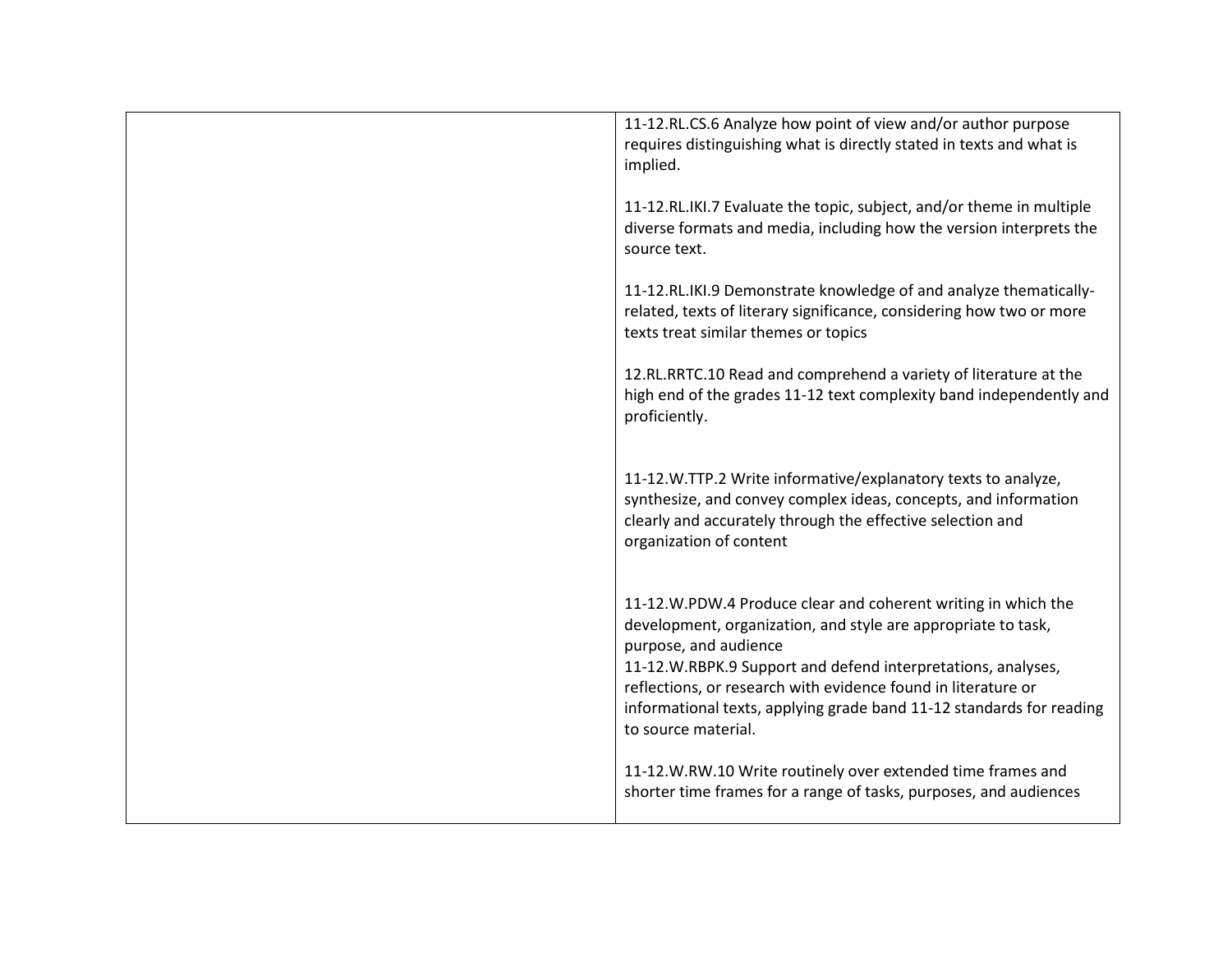| | |
|---|---|
| | 11-12.RL.CS.6 Analyze how point of view and/or author purpose requires distinguishing what is directly stated in texts and what is implied.<br><br>11-12.RL.IKI.7 Evaluate the topic, subject, and/or theme in multiple diverse formats and media, including how the version interprets the source text.<br><br>11-12.RL.IKI.9 Demonstrate knowledge of and analyze thematically-related, texts of literary significance, considering how two or more texts treat similar themes or topics<br><br>12.RL.RRTC.10 Read and comprehend a variety of literature at the high end of the grades 11-12 text complexity band independently and proficiently.<br><br>11-12.W.TTP.2 Write informative/explanatory texts to analyze, synthesize, and convey complex ideas, concepts, and information clearly and accurately through the effective selection and organization of content<br><br>11-12.W.PDW.4 Produce clear and coherent writing in which the development, organization, and style are appropriate to task, purpose, and audience<br>11-12.W.RBPK.9 Support and defend interpretations, analyses, reflections, or research with evidence found in literature or informational texts, applying grade band 11-12 standards for reading to source material.<br><br>11-12.W.RW.10 Write routinely over extended time frames and shorter time frames for a range of tasks, purposes, and audiences |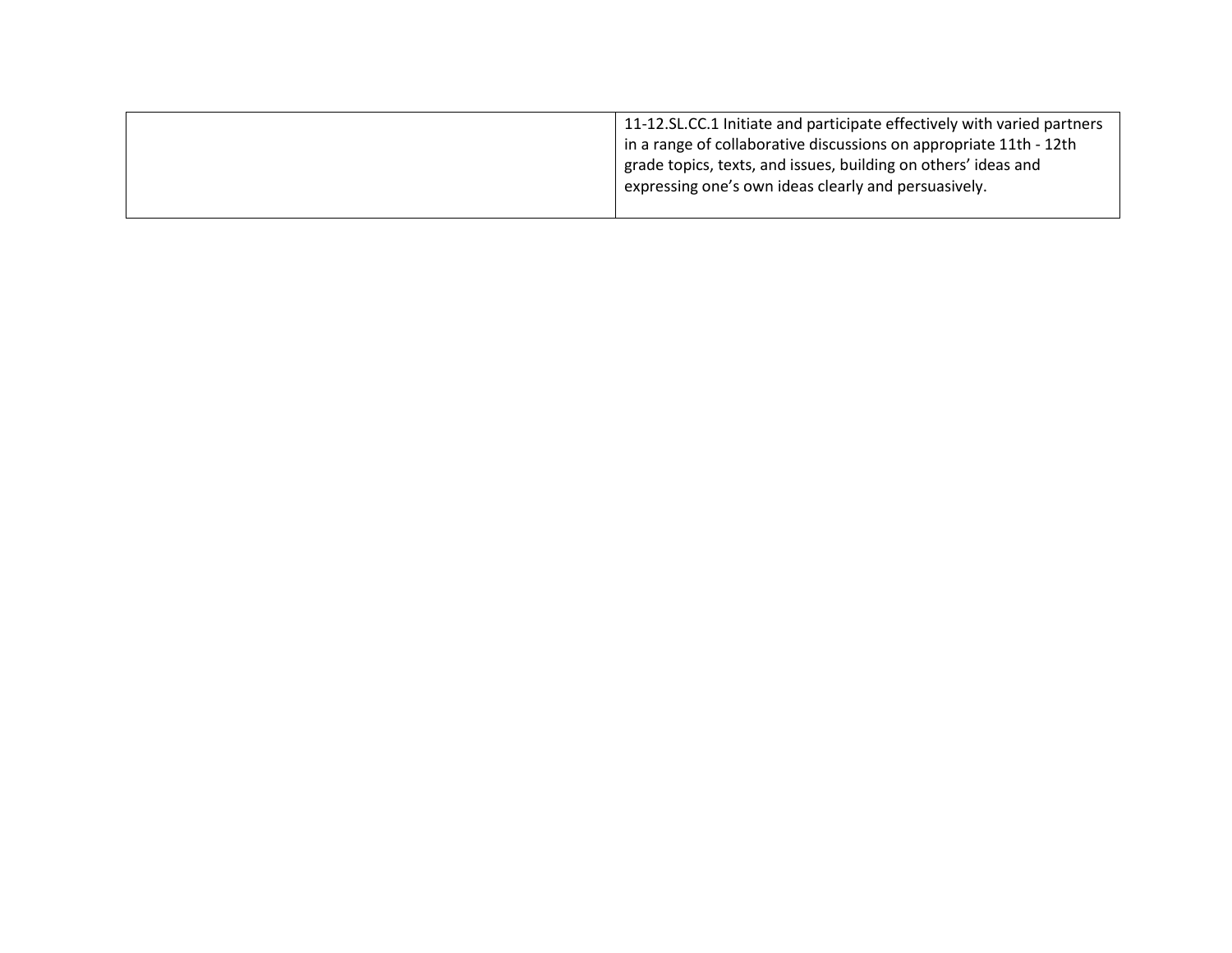| | |
|---|---|
| | 11-12.SL.CC.1 Initiate and participate effectively with varied partners in a range of collaborative discussions on appropriate 11th - 12th grade topics, texts, and issues, building on others' ideas and expressing one's own ideas clearly and persuasively. |